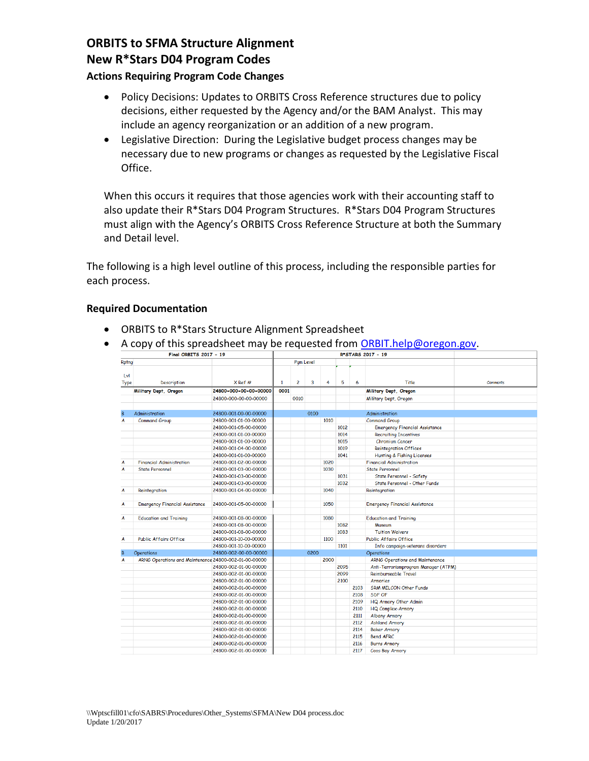# ORBITS to SFMA Structure Alignment

## New R*Stars D04 Program Codes

### Actions Requiring Program Code Changes

- Policy Decisions: Updates to ORBITS Cross Reference structures due to policy decisions, either requested by the Agency and/or the BAM Analyst. This may include an agency reorganization or an addition of a new program.
- Legislative Direction: During the Legislative budget process changes may be necessary due to new programs or changes as requested by the Legislative Fiscal Office.

When this occurs it requires that those agencies work with their accounting staff to also update their R*Stars D04 Program Structures. R*Stars D04 Program Structures must align with the Agency's ORBITS Cross Reference Structure at both the Summary and Detail level.

The following is a high level outline of this process, including the responsible parties for each process.

### Required Documentation

- ORBITS to R*Stars Structure Alignment Spreadsheet
- A copy of this spreadsheet may be requested from ORBIT.help@oregon.gov.

| Final ORBITS 2017 - 19 | | | R*STARS 2017 - 19 | | | | | | | |
|---|---|---|---|---|---|---|---|---|---|---|
| Rptng Lvl Type | Description | X Ref # | Pgm Level 1 | 2 | 3 | 4 | 5 | 6 | Title | Comments |
| | Military Dept, Oregon | 24800-000-00-00-00000 | 0001 | | | | | | Military Dept, Oregon | |
| | | 24800-000-00-00-00000 | | 0010 | | | | | Military Dept, Oregon | |
| B | Administration | 24800-001-00-00-00000 | | | 0100 | | | | Administration | |
| A | Command Group | 24800-001-01-00-00000 | | | | 1010 | | | Command Group | |
| | | 24800-001-05-00-00000 | | | | | 1012 | | Emergency Financial Assistance | |
| | | 24800-001-01-00-00000 | | | | | 1014 | | Recruiting Incentives | |
| | | 24800-001-01-00-00000 | | | | | 1015 | | Chromium Cancer | |
| | | 24800-001-04-00-00000 | | | | | 1019 | | Reintegration Offices | |
| | | 24800-001-01-00-00000 | | | | | 1041 | | Hunting & Fishing Licenses | |
| A | Financial Administration | 24800-001-02-00-00000 | | | | 1020 | | | Financial Administration | |
| A | State Personnel | 24800-001-03-00-00000 | | | | 1030 | | | State Personnel | |
| | | 24800-001-03-00-00000 | | | | | 1031 | | State Personnel - Safety | |
| | | 24800-001-03-00-00000 | | | | | 1032 | | State Personnel - Other Funds | |
| A | Reintegration | 24800-001-04-00-00000 | | | | 1040 | | | Reintegration | |
| A | Emergency Financial Assistance | 24800-001-05-00-00000 | | | | 1050 | | | Emergency Financial Assistance | |
| A | Education and Training | 24800-001-08-00-00000 | | | | 1080 | | | Education and Training | |
| | | 24800-001-08-00-00000 | | | | | 1082 | | Museum | |
| | | 24800-001-08-00-00000 | | | | | 1083 | | Tuition Waivers | |
| A | Public Affairs Office | 24800-001-10-00-00000 | | | | 1100 | | | Public Affairs Office | |
| | | 24800-001-10-00-00000 | | | | | 1101 | | Info campaign-veterans disorders | |
| B | Operations | 24800-002-00-00-00000 | | | 0200 | | | | Operations | |
| A | ARNG Operations and Maintenance | 24800-002-01-00-00000 | | | | 2000 | | | ARNG Operations and Maintenance | |
| | | 24800-002-01-00-00000 | | | | | 2095 | | Anti-Terrorismprogram Manager (ATPM) | |
| | | 24800-002-01-00-00000 | | | | | 2099 | | Reimburseable Travel | |
| | | 24800-002-01-00-00000 | | | | | 2100 | | Armories | |
| | | 24800-002-01-00-00000 | | | | | | 2103 | SRM MILCON Other Funds | |
| | | 24800-002-01-00-00000 | | | | | | 2108 | SDF OF | |
| | | 24800-002-01-00-00000 | | | | | | 2109 | HQ Armory Other Admin | |
| | | 24800-002-01-00-00000 | | | | | | 2110 | HQ Complex-Armory | |
| | | 24800-002-01-00-00000 | | | | | | 2111 | Albany Armory | |
| | | 24800-002-01-00-00000 | | | | | | 2112 | Ashland Armory | |
| | | 24800-002-01-00-00000 | | | | | | 2114 | Baker Armory | |
| | | 24800-002-01-00-00000 | | | | | | 2115 | Bend AFRC | |
| | | 24800-002-01-00-00000 | | | | | | 2116 | Burns Armory | |
| | | 24800-002-01-00-00000 | | | | | | 2117 | Coos Bay Armory | |

\\Wptscfill01\cfo\SABRS\Procedures\Other_Systems\SFMA\New D04 process.doc
Update 1/20/2017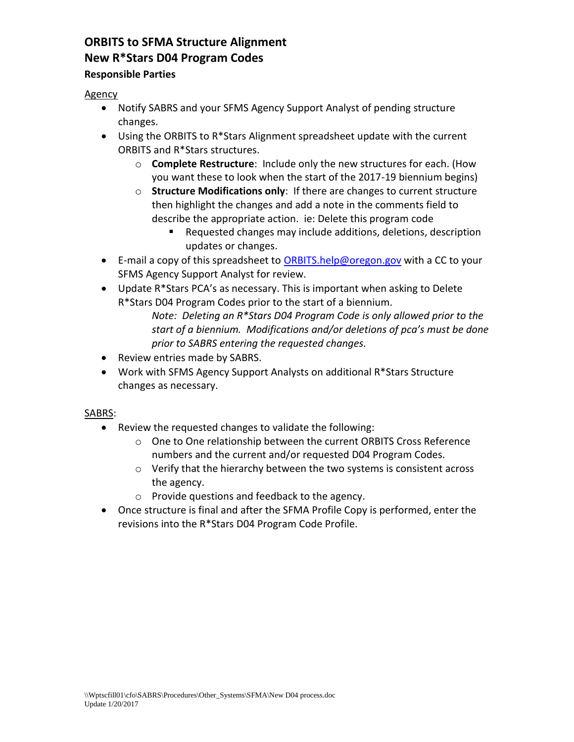# ORBITS to SFMA Structure Alignment
# New R*Stars D04 Program Codes
### Responsible Parties

<u>Agency</u>

- Notify SABRS and your SFMS Agency Support Analyst of pending structure changes.
- Using the ORBITS to R*Stars Alignment spreadsheet update with the current ORBITS and R*Stars structures.
    - **Complete Restructure**: Include only the new structures for each. (How you want these to look when the start of the 2017-19 biennium begins)
    - **Structure Modifications only**: If there are changes to current structure then highlight the changes and add a note in the comments field to describe the appropriate action. ie: Delete this program code
        - Requested changes may include additions, deletions, description updates or changes.
- E-mail a copy of this spreadsheet to [ORBITS.help@oregon.gov](mailto:ORBITS.help@oregon.gov) with a CC to your SFMS Agency Support Analyst for review.
- Update R*Stars PCA's as necessary. This is important when asking to Delete R*Stars D04 Program Codes prior to the start of a biennium.

  *Note: Deleting an R*Stars D04 Program Code is only allowed prior to the start of a biennium. Modifications and/or deletions of pca's must be done prior to SABRS entering the requested changes.*
- Review entries made by SABRS.
- Work with SFMS Agency Support Analysts on additional R*Stars Structure changes as necessary.

<u>SABRS</u>:

- Review the requested changes to validate the following:
    - One to One relationship between the current ORBITS Cross Reference numbers and the current and/or requested D04 Program Codes.
    - Verify that the hierarchy between the two systems is consistent across the agency.
    - Provide questions and feedback to the agency.
- Once structure is final and after the SFMA Profile Copy is performed, enter the revisions into the R*Stars D04 Program Code Profile.

\\Wptscfill01\cfo\SABRS\Procedures\Other_Systems\SFMA\New D04 process.doc
Update 1/20/2017